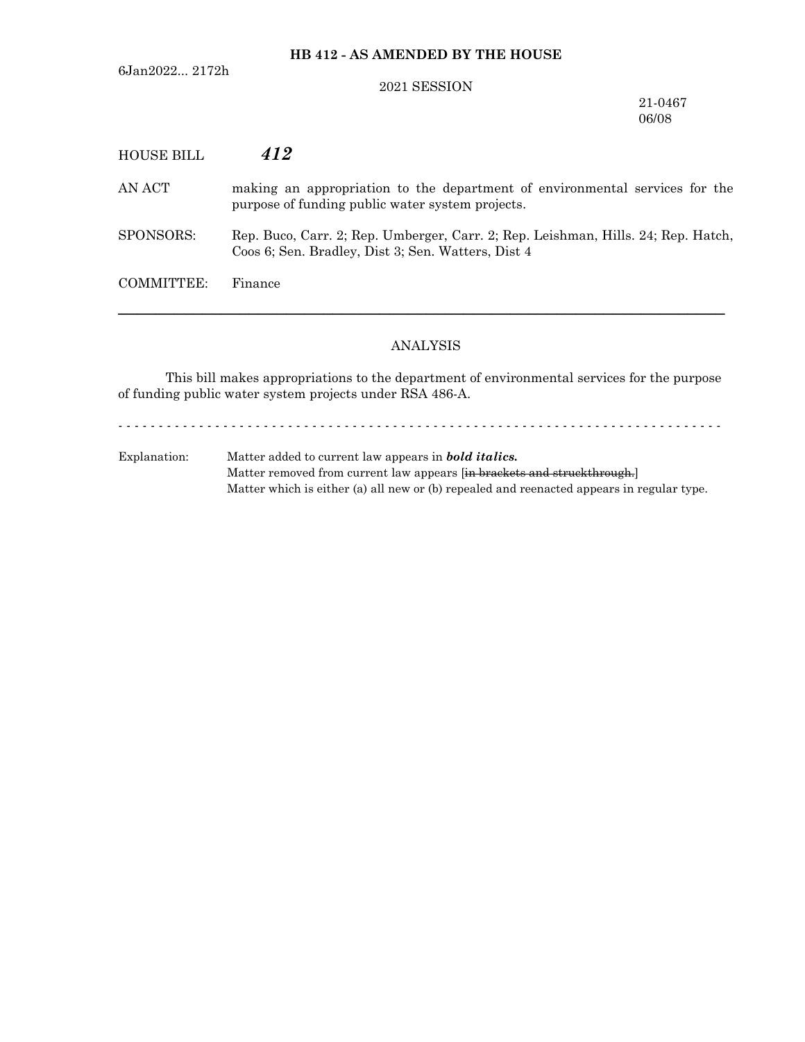6Jan2022... 2172h

**HB 412 - AS AMENDED BY THE HOUSE**

2021 SESSION

21-0467
06/08

HOUSE BILL ***412***

AN ACT making an appropriation to the department of environmental services for the purpose of funding public water system projects.

SPONSORS: Rep. Buco, Carr. 2; Rep. Umberger, Carr. 2; Rep. Leishman, Hills. 24; Rep. Hatch, Coos 6; Sen. Bradley, Dist 3; Sen. Watters, Dist 4

COMMITTEE: Finance

---

ANALYSIS

This bill makes appropriations to the department of environmental services for the purpose of funding public water system projects under RSA 486-A.

- - - - - - - - - - - - - - - - - - - - - - - - - - - - - - - - - - - - - - - - - - - - - - - - - - - - - - - - - - - - - - - - - - - -

Explanation: Matter added to current law appears in ***bold italics.***
Matter removed from current law appears [~~in brackets and struckthrough.~~]
Matter which is either (a) all new or (b) repealed and reenacted appears in regular type.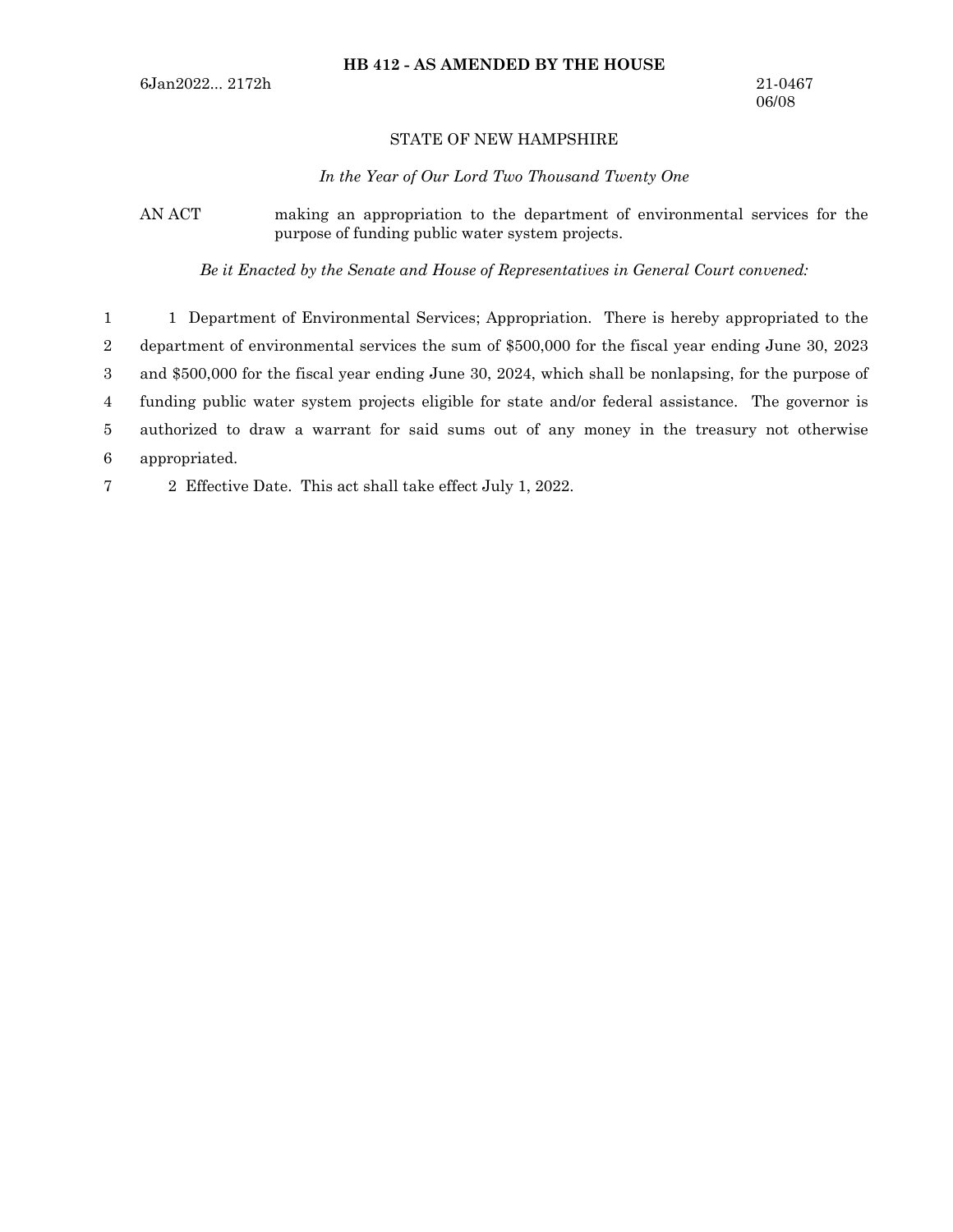**HB 412 - AS AMENDED BY THE HOUSE**

6Jan2022... 2172h

21-0467
06/08

STATE OF NEW HAMPSHIRE

*In the Year of Our Lord Two Thousand Twenty One*

AN ACT making an appropriation to the department of environmental services for the purpose of funding public water system projects.

*Be it Enacted by the Senate and House of Representatives in General Court convened:*

1 Department of Environmental Services; Appropriation. There is hereby appropriated to the department of environmental services the sum of $500,000 for the fiscal year ending June 30, 2023 and $500,000 for the fiscal year ending June 30, 2024, which shall be nonlapsing, for the purpose of funding public water system projects eligible for state and/or federal assistance. The governor is authorized to draw a warrant for said sums out of any money in the treasury not otherwise appropriated.

2 Effective Date. This act shall take effect July 1, 2022.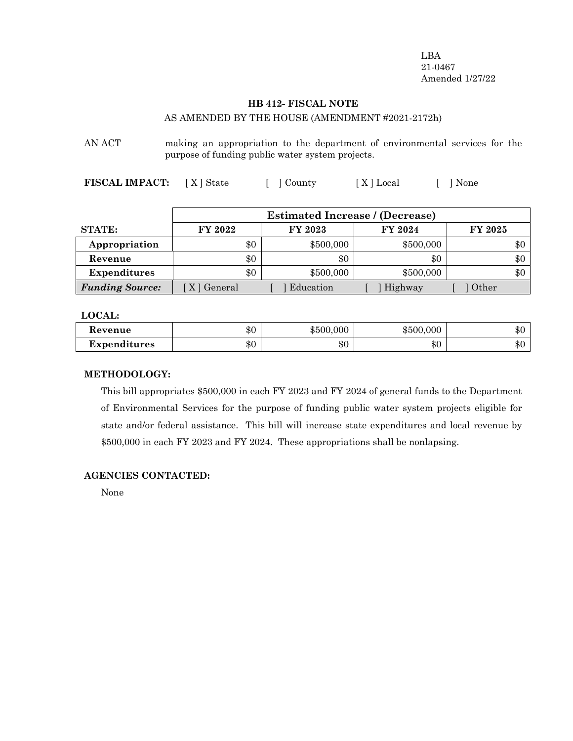LBA
21-0467
Amended 1/27/22

## HB 412- FISCAL NOTE

AS AMENDED BY THE HOUSE (AMENDMENT #2021-2172h)

AN ACT making an appropriation to the department of environmental services for the purpose of funding public water system projects.

**FISCAL IMPACT:** [ X ] State [ ] County [ X ] Local [ ] None

| | Estimated Increase / (Decrease) | | | |
|---|---|---|---|---|
| **STATE:** | **FY 2022** | **FY 2023** | **FY 2024** | **FY 2025** |
| **Appropriation** | $0 | $500,000 | $500,000 | $0 |
| **Revenue** | $0 | $0 | $0 | $0 |
| **Expenditures** | $0 | $500,000 | $500,000 | $0 |
| ***Funding Source:*** | [ X ] General | [ ] Education | [ ] Highway | [ ] Other |

**LOCAL:**

| | | | | |
|---|---|---|---|---|
| **Revenue** | $0 | $500,000 | $500,000 | $0 |
| **Expenditures** | $0 | $0 | $0 | $0 |

**METHODOLOGY:**

This bill appropriates $500,000 in each FY 2023 and FY 2024 of general funds to the Department of Environmental Services for the purpose of funding public water system projects eligible for state and/or federal assistance. This bill will increase state expenditures and local revenue by $500,000 in each FY 2023 and FY 2024. These appropriations shall be nonlapsing.

**AGENCIES CONTACTED:**

None